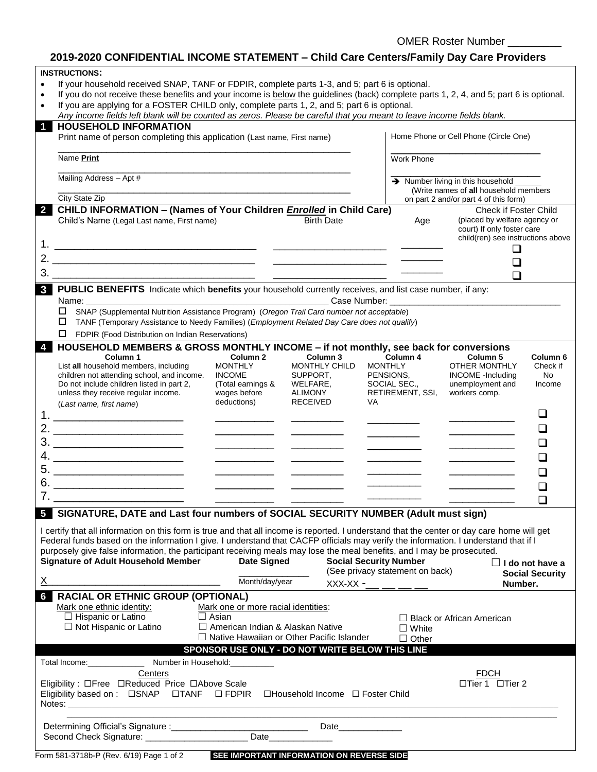OMER Roster Number _________

# 2019-2020 CONFIDENTIAL INCOME STATEMENT – Child Care Centers/Family Day Care Providers

**INSTRUCTIONS:**

- If your household received SNAP, TANF or FDPIR, complete parts 1-3, and 5; part 6 is optional.
- If you do not receive these benefits and your income is below the guidelines (back) complete parts 1, 2, 4, and 5; part 6 is optional.
- If you are applying for a FOSTER CHILD only, complete parts 1, 2, and 5; part 6 is optional.

*Any income fields left blank will be counted as zeros. Please be careful that you meant to leave income fields blank.*

## 1 HOUSEHOLD INFORMATION

Print name of person completing this application (Last name, First name)

_______________________________________________

Name **Print**

_______________________________________________

Mailing Address – Apt #

_______________________________________________

City State Zip

Home Phone or Cell Phone (Circle One)

_______________________________

Work Phone

_______________________________

➔ Number living in this household ______ (Write names of **all** household members on part 2 and/or part 4 of this form)

## 2 CHILD INFORMATION – (Names of Your Children *Enrolled* in Child Care)

| | Child's Name (Legal Last name, First name) | Birth Date | Age | Check if Foster Child (placed by welfare agency or court) If only foster care child(ren) see instructions above |
|---|---|---|---|---|
| 1. | | | | ☐ |
| 2. | | | | ☐ |
| 3. | | | | ☐ |

## 3 PUBLIC BENEFITS Indicate which benefits your household currently receives, and list case number, if any:

Name: ______________________________ Case Number: ______________________________

☐ SNAP (Supplemental Nutrition Assistance Program) (*Oregon Trail Card number not acceptable*)

☐ TANF (Temporary Assistance to Needy Families) (*Employment Related Day Care does not qualify*)

☐ FDPIR (Food Distribution on Indian Reservations)

## 4 HOUSEHOLD MEMBERS & GROSS MONTHLY INCOME – if not monthly, see back for conversions

| | Column 1<br>List **all** household members, including children not attending school, and income. Do not include children listed in part 2, unless they receive regular income.<br>(*Last name, first name*) | Column 2<br>MONTHLY INCOME (Total earnings & wages before deductions) | Column 3<br>MONTHLY CHILD SUPPORT, WELFARE, ALIMONY RECEIVED | Column 4<br>MONTHLY PENSIONS, SOCIAL SEC., RETIREMENT, SSI, VA | Column 5<br>OTHER MONTHLY INCOME -Including unemployment and workers comp. | Column 6<br>Check if No Income |
|---|---|---|---|---|---|---|
| 1. | | | | | | ☐ |
| 2. | | | | | | ☐ |
| 3. | | | | | | ☐ |
| 4. | | | | | | ☐ |
| 5. | | | | | | ☐ |
| 6. | | | | | | ☐ |
| 7. | | | | | | ☐ |

## 5 SIGNATURE, DATE and Last four numbers of SOCIAL SECURITY NUMBER (Adult must sign)

I certify that all information on this form is true and that all income is reported. I understand that the center or day care home will get Federal funds based on the information I give. I understand that CACFP officials may verify the information. I understand that if I purposely give false information, the participant receiving meals may lose the meal benefits, and I may be prosecuted.

**Signature of Adult Household Member**

X________________________________

**Date Signed**

______________
Month/day/year

**Social Security Number**
(See privacy statement on back)

XXX-XX -__ __ __ __

☐ **I do not have a Social Security Number.**

## 6 RACIAL OR ETHNIC GROUP (OPTIONAL)

Mark one ethnic identity:
- ☐ Hispanic or Latino
- ☐ Not Hispanic or Latino

Mark one or more racial identities:
- ☐ Asian
- ☐ American Indian & Alaskan Native
- ☐ Native Hawaiian or Other Pacific Islander
- ☐ Black or African American
- ☐ White
- ☐ Other

**SPONSOR USE ONLY - DO NOT WRITE BELOW THIS LINE**

Total Income:____________ Number in Household:_________

Centers

Eligibility : ☐Free ☐Reduced Price ☐Above Scale

FDCH

☐Tier 1 ☐Tier 2

Eligibility based on : ☐SNAP ☐TANF ☐ FDPIR ☐Household Income ☐ Foster Child

Notes: ________________________________________________________________

Determining Official's Signature :___________________________ Date_____________

Second Check Signature: ____________________ Date_____________

Form 581-3718b-P (Rev. 6/19) Page 1 of 2 **SEE IMPORTANT INFORMATION ON REVERSE SIDE**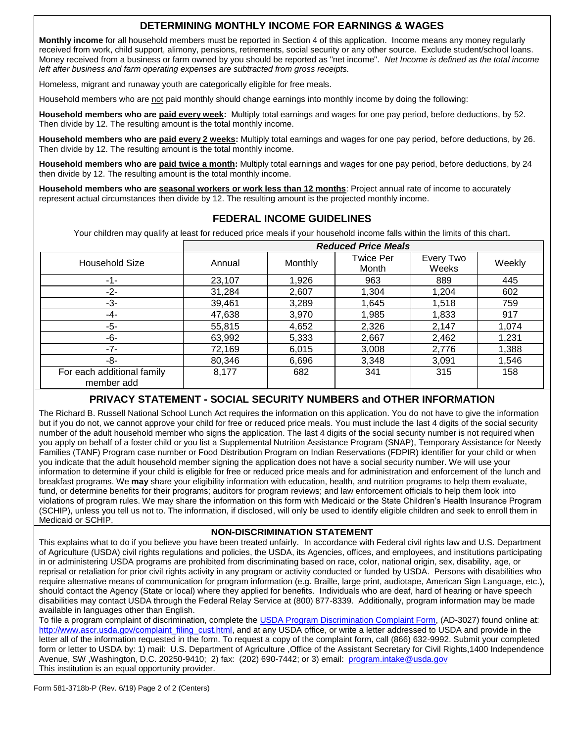## DETERMINING MONTHLY INCOME FOR EARNINGS & WAGES

**Monthly income** for all household members must be reported in Section 4 of this application. Income means any money regularly received from work, child support, alimony, pensions, retirements, social security or any other source. Exclude student/school loans. Money received from a business or farm owned by you should be reported as "net income". *Net Income is defined as the total income left after business and farm operating expenses are subtracted from gross receipts.*

Homeless, migrant and runaway youth are categorically eligible for free meals.

Household members who are not paid monthly should change earnings into monthly income by doing the following:

**Household members who are paid every week:** Multiply total earnings and wages for one pay period, before deductions, by 52. Then divide by 12. The resulting amount is the total monthly income.

**Household members who are paid every 2 weeks:** Multiply total earnings and wages for one pay period, before deductions, by 26. Then divide by 12. The resulting amount is the total monthly income.

**Household members who are paid twice a month:** Multiply total earnings and wages for one pay period, before deductions, by 24 then divide by 12. The resulting amount is the total monthly income.

**Household members who are seasonal workers or work less than 12 months**: Project annual rate of income to accurately represent actual circumstances then divide by 12. The resulting amount is the projected monthly income.

## FEDERAL INCOME GUIDELINES

Your children may qualify at least for reduced price meals if your household income falls within the limits of this chart.

| | *Reduced Price Meals* | | | | |
|---|---|---|---|---|---|
| Household Size | Annual | Monthly | Twice Per Month | Every Two Weeks | Weekly |
| -1- | 23,107 | 1,926 | 963 | 889 | 445 |
| -2- | 31,284 | 2,607 | 1,304 | 1,204 | 602 |
| -3- | 39,461 | 3,289 | 1,645 | 1,518 | 759 |
| -4- | 47,638 | 3,970 | 1,985 | 1,833 | 917 |
| -5- | 55,815 | 4,652 | 2,326 | 2,147 | 1,074 |
| -6- | 63,992 | 5,333 | 2,667 | 2,462 | 1,231 |
| -7- | 72,169 | 6,015 | 3,008 | 2,776 | 1,388 |
| -8- | 80,346 | 6,696 | 3,348 | 3,091 | 1,546 |
| For each additional family member add | 8,177 | 682 | 341 | 315 | 158 |

## PRIVACY STATEMENT - SOCIAL SECURITY NUMBERS and OTHER INFORMATION

The Richard B. Russell National School Lunch Act requires the information on this application. You do not have to give the information but if you do not, we cannot approve your child for free or reduced price meals. You must include the last 4 digits of the social security number of the adult household member who signs the application. The last 4 digits of the social security number is not required when you apply on behalf of a foster child or you list a Supplemental Nutrition Assistance Program (SNAP), Temporary Assistance for Needy Families (TANF) Program case number or Food Distribution Program on Indian Reservations (FDPIR) identifier for your child or when you indicate that the adult household member signing the application does not have a social security number. We will use your information to determine if your child is eligible for free or reduced price meals and for administration and enforcement of the lunch and breakfast programs. We **may** share your eligibility information with education, health, and nutrition programs to help them evaluate, fund, or determine benefits for their programs; auditors for program reviews; and law enforcement officials to help them look into violations of program rules. We may share the information on this form with Medicaid or the State Children's Health Insurance Program (SCHIP), unless you tell us not to. The information, if disclosed, will only be used to identify eligible children and seek to enroll them in Medicaid or SCHIP.

### NON-DISCRIMINATION STATEMENT

This explains what to do if you believe you have been treated unfairly. In accordance with Federal civil rights law and U.S. Department of Agriculture (USDA) civil rights regulations and policies, the USDA, its Agencies, offices, and employees, and institutions participating in or administering USDA programs are prohibited from discriminating based on race, color, national origin, sex, disability, age, or reprisal or retaliation for prior civil rights activity in any program or activity conducted or funded by USDA. Persons with disabilities who require alternative means of communication for program information (e.g. Braille, large print, audiotape, American Sign Language, etc.), should contact the Agency (State or local) where they applied for benefits. Individuals who are deaf, hard of hearing or have speech disabilities may contact USDA through the Federal Relay Service at (800) 877-8339. Additionally, program information may be made available in languages other than English.

To file a program complaint of discrimination, complete the USDA Program Discrimination Complaint Form, (AD-3027) found online at: http://www.ascr.usda.gov/complaint_filing_cust.html, and at any USDA office, or write a letter addressed to USDA and provide in the letter all of the information requested in the form. To request a copy of the complaint form, call (866) 632-9992. Submit your completed form or letter to USDA by: 1) mail: U.S. Department of Agriculture ,Office of the Assistant Secretary for Civil Rights,1400 Independence Avenue, SW ,Washington, D.C. 20250-9410; 2) fax: (202) 690-7442; or 3) email: program.intake@usda.gov

This institution is an equal opportunity provider.

Form 581-3718b-P (Rev. 6/19) Page 2 of 2 (Centers)